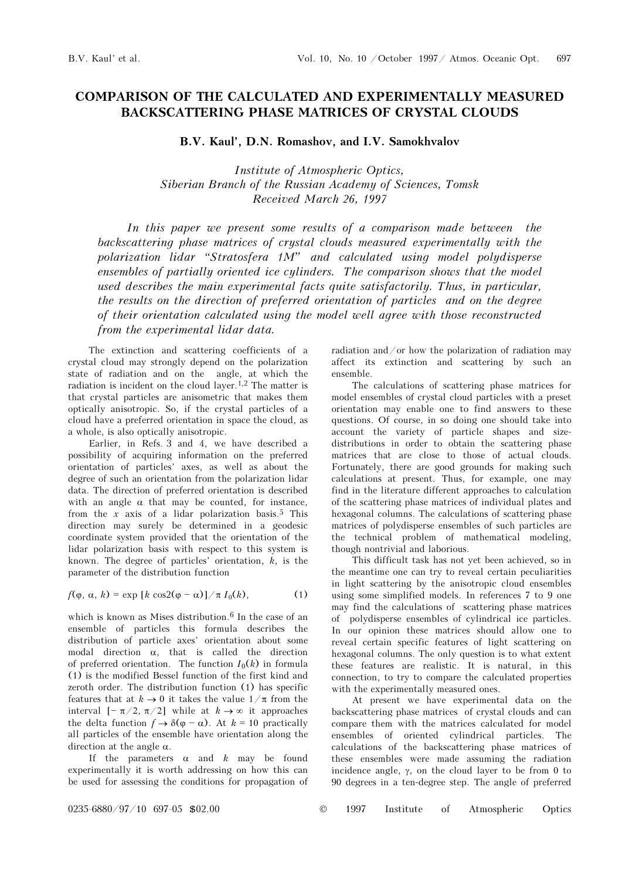# COMPARISON OF THE CALCULATED AND EXPERIMENTALLY MEASURED BACKSCATTERING PHASE MATRICES OF CRYSTAL CLOUDS

**B.V. Kaul', D.N. Romashov, and I.V. Samokhvalov**

*Institute of Atmospheric Optics,*
*Siberian Branch of the Russian Academy of Sciences, Tomsk*
*Received March 26, 1997*

*In this paper we present some results of a comparison made between the backscattering phase matrices of crystal clouds measured experimentally with the polarization lidar "Stratosfera 1M" and calculated using model polydisperse ensembles of partially oriented ice cylinders. The comparison shows that the model used describes the main experimental facts quite satisfactorily. Thus, in particular, the results on the direction of preferred orientation of particles and on the degree of their orientation calculated using the model well agree with those reconstructed from the experimental lidar data.*

The extinction and scattering coefficients of a crystal cloud may strongly depend on the polarization state of radiation and on the angle, at which the radiation is incident on the cloud layer.[1,2] The matter is that crystal particles are anisometric that makes them optically anisotropic. So, if the crystal particles of a cloud have a preferred orientation in space the cloud, as a whole, is also optically anisotropic.

Earlier, in Refs. 3 and 4, we have described a possibility of acquiring information on the preferred orientation of particles' axes, as well as about the degree of such an orientation from the polarization lidar data. The direction of preferred orientation is described with an angle $\alpha$ that may be counted, for instance, from the $x$ axis of a lidar polarization basis.[5] This direction may surely be determined in a geodesic coordinate system provided that the orientation of the lidar polarization basis with respect to this system is known. The degree of particles' orientation, $k$, is the parameter of the distribution function

$$f(\varphi, \alpha, k) = \exp\,[k \cos 2(\varphi - \alpha)] / \pi\, I_0(k), \qquad (1)$$

which is known as Mises distribution.[6] In the case of an ensemble of particles this formula describes the distribution of particle axes' orientation about some modal direction $\alpha$, that is called the direction of preferred orientation. The function $I_0(k)$ in formula (1) is the modified Bessel function of the first kind and zeroth order. The distribution function (1) has specific features that at $k \to 0$ it takes the value $1/\pi$ from the interval $[-\pi/2, \pi/2]$ while at $k \to \infty$ it approaches the delta function $f \to \delta(\varphi - \alpha)$. At $k = 10$ practically all particles of the ensemble have orientation along the direction at the angle $\alpha$.

If the parameters $\alpha$ and $k$ may be found experimentally it is worth addressing on how this can be used for assessing the conditions for propagation of radiation and/or how the polarization of radiation may affect its extinction and scattering by such an ensemble.

The calculations of scattering phase matrices for model ensembles of crystal cloud particles with a preset orientation may enable one to find answers to these questions. Of course, in so doing one should take into account the variety of particle shapes and size-distributions in order to obtain the scattering phase matrices that are close to those of actual clouds. Fortunately, there are good grounds for making such calculations at present. Thus, for example, one may find in the literature different approaches to calculation of the scattering phase matrices of individual plates and hexagonal columns. The calculations of scattering phase matrices of polydisperse ensembles of such particles are the technical problem of mathematical modeling, though nontrivial and laborious.

This difficult task has not yet been achieved, so in the meantime one can try to reveal certain peculiarities in light scattering by the anisotropic cloud ensembles using some simplified models. In references 7 to 9 one may find the calculations of scattering phase matrices of polydisperse ensembles of cylindrical ice particles. In our opinion these matrices should allow one to reveal certain specific features of light scattering on hexagonal columns. The only question is to what extent these features are realistic. It is natural, in this connection, to try to compare the calculated properties with the experimentally measured ones.

At present we have experimental data on the backscattering phase matrices of crystal clouds and can compare them with the matrices calculated for model ensembles of oriented cylindrical particles. The calculations of the backscattering phase matrices of these ensembles were made assuming the radiation incidence angle, $\gamma$, on the cloud layer to be from 0 to 90 degrees in a ten-degree step. The angle of preferred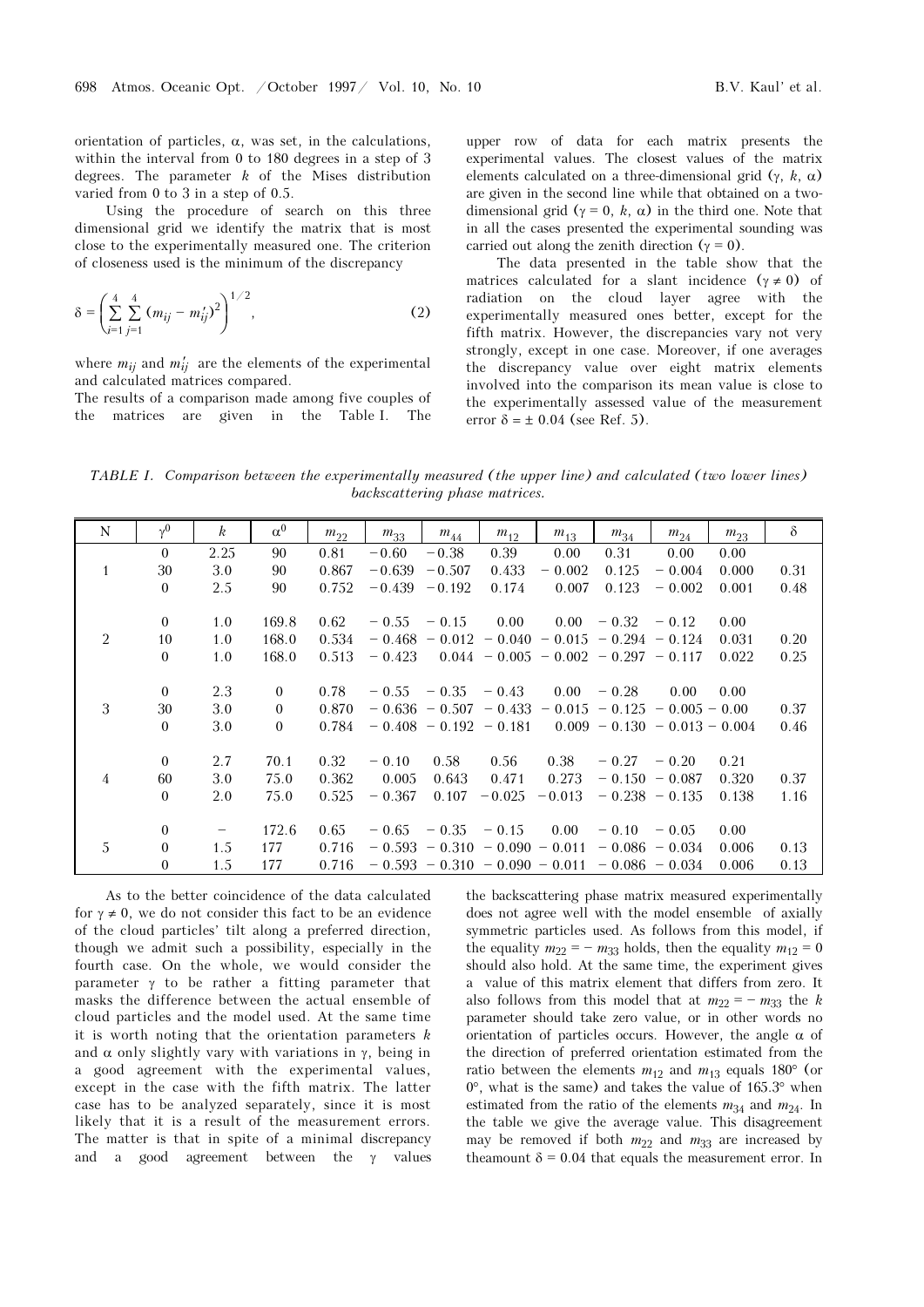orientation of particles, α, was set, in the calculations, within the interval from 0 to 180 degrees in a step of 3 degrees. The parameter $k$ of the Mises distribution varied from 0 to 3 in a step of 0.5.

Using the procedure of search on this three dimensional grid we identify the matrix that is most close to the experimentally measured one. The criterion of closeness used is the minimum of the discrepancy

$$\delta = \left( \sum_{i=1}^{4} \sum_{j=1}^{4} (m_{ij} - m'_{ij})^2 \right)^{1/2}, \tag{2}$$

where $m_{ij}$ and $m'_{ij}$ are the elements of the experimental and calculated matrices compared.

The results of a comparison made among five couples of the matrices are given in the Table I. The upper row of data for each matrix presents the experimental values. The closest values of the matrix elements calculated on a three-dimensional grid ($\gamma$, $k$, $\alpha$) are given in the second line while that obtained on a two-dimensional grid ($\gamma = 0$, $k$, $\alpha$) in the third one. Note that in all the cases presented the experimental sounding was carried out along the zenith direction ($\gamma = 0$).

The data presented in the table show that the matrices calculated for a slant incidence ($\gamma \neq 0$) of radiation on the cloud layer agree with the experimentally measured ones better, except for the fifth matrix. However, the discrepancies vary not very strongly, except in one case. Moreover, if one averages the discrepancy value over eight matrix elements involved into the comparison its mean value is close to the experimentally assessed value of the measurement error $\delta = \pm 0.04$ (see Ref. 5).

*TABLE I. Comparison between the experimentally measured (the upper line) and calculated (two lower lines) backscattering phase matrices.*

| N | $\gamma^0$ | $k$ | $\alpha^0$ | $m_{22}$ | $m_{33}$ | $m_{44}$ | $m_{12}$ | $m_{13}$ | $m_{34}$ | $m_{24}$ | $m_{23}$ | δ |
|---|---|---|---|---|---|---|---|---|---|---|---|---|
| | 0 | 2.25 | 90 | 0.81 | −0.60 | −0.38 | 0.39 | 0.00 | 0.31 | 0.00 | 0.00 | |
| 1 | 30 | 3.0 | 90 | 0.867 | −0.639 | −0.507 | 0.433 | −0.002 | 0.125 | −0.004 | 0.000 | 0.31 |
| | 0 | 2.5 | 90 | 0.752 | −0.439 | −0.192 | 0.174 | 0.007 | 0.123 | −0.002 | 0.001 | 0.48 |
| | 0 | 1.0 | 169.8 | 0.62 | −0.55 | −0.15 | 0.00 | 0.00 | −0.32 | −0.12 | 0.00 | |
| 2 | 10 | 1.0 | 168.0 | 0.534 | −0.468 | −0.012 | −0.040 | −0.015 | −0.294 | −0.124 | 0.031 | 0.20 |
| | 0 | 1.0 | 168.0 | 0.513 | −0.423 | 0.044 | −0.005 | −0.002 | −0.297 | −0.117 | 0.022 | 0.25 |
| | 0 | 2.3 | 0 | 0.78 | −0.55 | −0.35 | −0.43 | 0.00 | −0.28 | 0.00 | 0.00 | |
| 3 | 30 | 3.0 | 0 | 0.870 | −0.636 | −0.507 | −0.433 | −0.015 | −0.125 | −0.005 | −0.00 | 0.37 |
| | 0 | 3.0 | 0 | 0.784 | −0.408 | −0.192 | −0.181 | 0.009 | −0.130 | −0.013 | −0.004 | 0.46 |
| | 0 | 2.7 | 70.1 | 0.32 | −0.10 | 0.58 | 0.56 | 0.38 | −0.27 | −0.20 | 0.21 | |
| 4 | 60 | 3.0 | 75.0 | 0.362 | 0.005 | 0.643 | 0.471 | 0.273 | −0.150 | −0.087 | 0.320 | 0.37 |
| | 0 | 2.0 | 75.0 | 0.525 | −0.367 | 0.107 | −0.025 | −0.013 | −0.238 | −0.135 | 0.138 | 1.16 |
| | 0 | − | 172.6 | 0.65 | −0.65 | −0.35 | −0.15 | 0.00 | −0.10 | −0.05 | 0.00 | |
| 5 | 0 | 1.5 | 177 | 0.716 | −0.593 | −0.310 | −0.090 | −0.011 | −0.086 | −0.034 | 0.006 | 0.13 |
| | 0 | 1.5 | 177 | 0.716 | −0.593 | −0.310 | −0.090 | −0.011 | −0.086 | −0.034 | 0.006 | 0.13 |

As to the better coincidence of the data calculated for $\gamma \neq 0$, we do not consider this fact to be an evidence of the cloud particles' tilt along a preferred direction, though we admit such a possibility, especially in the fourth case. On the whole, we would consider the parameter $\gamma$ to be rather a fitting parameter that masks the difference between the actual ensemble of cloud particles and the model used. At the same time it is worth noting that the orientation parameters $k$ and $\alpha$ only slightly vary with variations in $\gamma$, being in a good agreement with the experimental values, except in the case with the fifth matrix. The latter case has to be analyzed separately, since it is most likely that it is a result of the measurement errors. The matter is that in spite of a minimal discrepancy and a good agreement between the $\gamma$ values the backscattering phase matrix measured experimentally does not agree well with the model ensemble of axially symmetric particles used. As follows from this model, if the equality $m_{22} = -m_{33}$ holds, then the equality $m_{12} = 0$ should also hold. At the same time, the experiment gives a value of this matrix element that differs from zero. It also follows from this model that at $m_{22} = -m_{33}$ the $k$ parameter should take zero value, or in other words no orientation of particles occurs. However, the angle α of the direction of preferred orientation estimated from the ratio between the elements $m_{12}$ and $m_{13}$ equals 180° (or 0°, what is the same) and takes the value of 165.3° when estimated from the ratio of the elements $m_{34}$ and $m_{24}$. In the table we give the average value. This disagreement may be removed if both $m_{22}$ and $m_{33}$ are increased by theamount $\delta = 0.04$ that equals the measurement error. In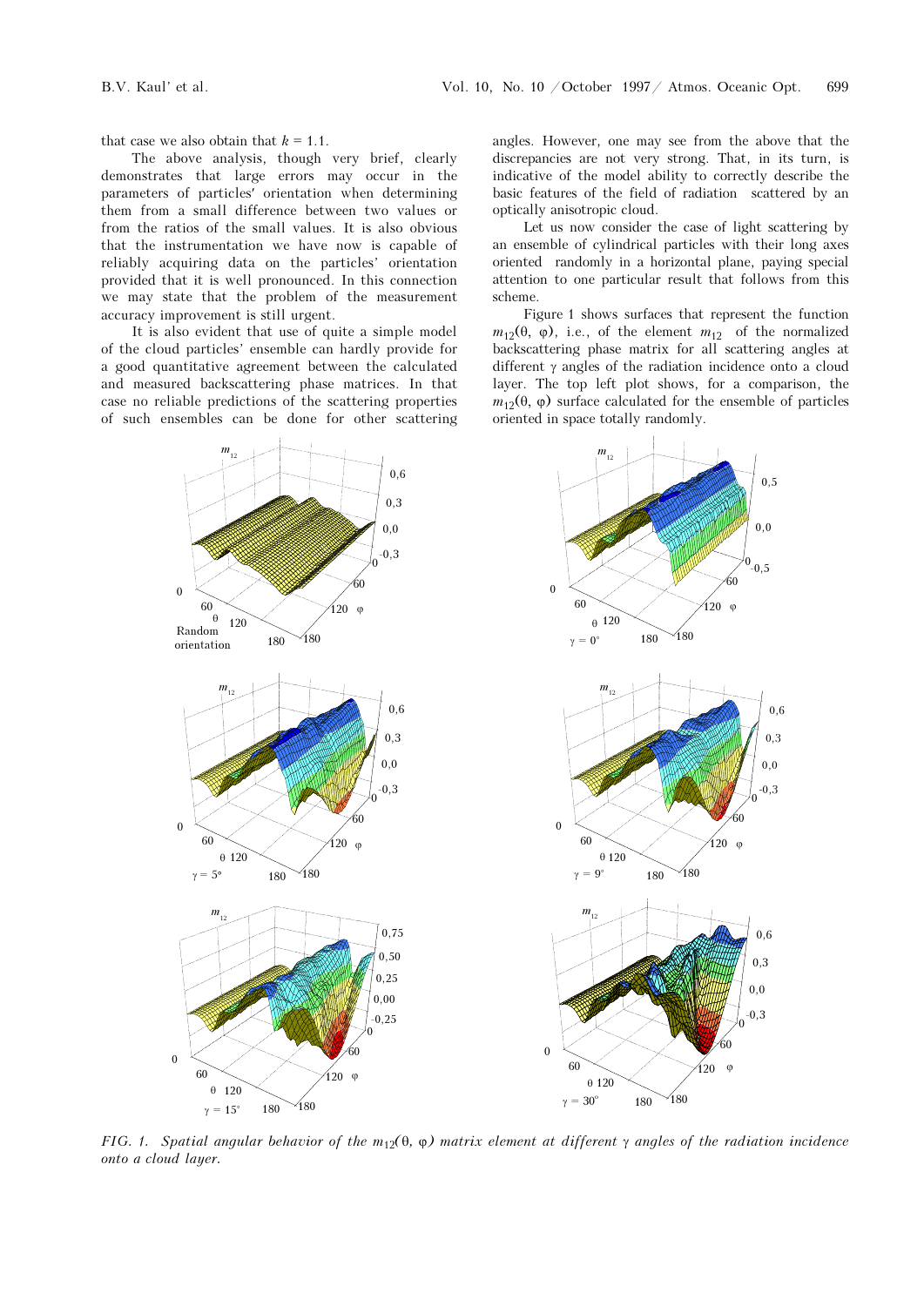that case we also obtain that $k = 1.1$.

The above analysis, though very brief, clearly demonstrates that large errors may occur in the parameters of particles' orientation when determining them from a small difference between two values or from the ratios of the small values. It is also obvious that the instrumentation we have now is capable of reliably acquiring data on the particles' orientation provided that it is well pronounced. In this connection we may state that the problem of the measurement accuracy improvement is still urgent.

It is also evident that use of quite a simple model of the cloud particles' ensemble can hardly provide for a good quantitative agreement between the calculated and measured backscattering phase matrices. In that case no reliable predictions of the scattering properties of such ensembles can be done for other scattering angles. However, one may see from the above that the discrepancies are not very strong. That, in its turn, is indicative of the model ability to correctly describe the basic features of the field of radiation scattered by an optically anisotropic cloud.

Let us now consider the case of light scattering by an ensemble of cylindrical particles with their long axes oriented randomly in a horizontal plane, paying special attention to one particular result that follows from this scheme.

Figure 1 shows surfaces that represent the function $m_{12}(\theta, \varphi)$, i.e., of the element $m_{12}$ of the normalized backscattering phase matrix for all scattering angles at different $\gamma$ angles of the radiation incidence onto a cloud layer. The top left plot shows, for a comparison, the $m_{12}(\theta, \varphi)$ surface calculated for the ensemble of particles oriented in space totally randomly.

*FIG. 1. Spatial angular behavior of the $m_{12}(\theta, \varphi)$ matrix element at different $\gamma$ angles of the radiation incidence onto a cloud layer.*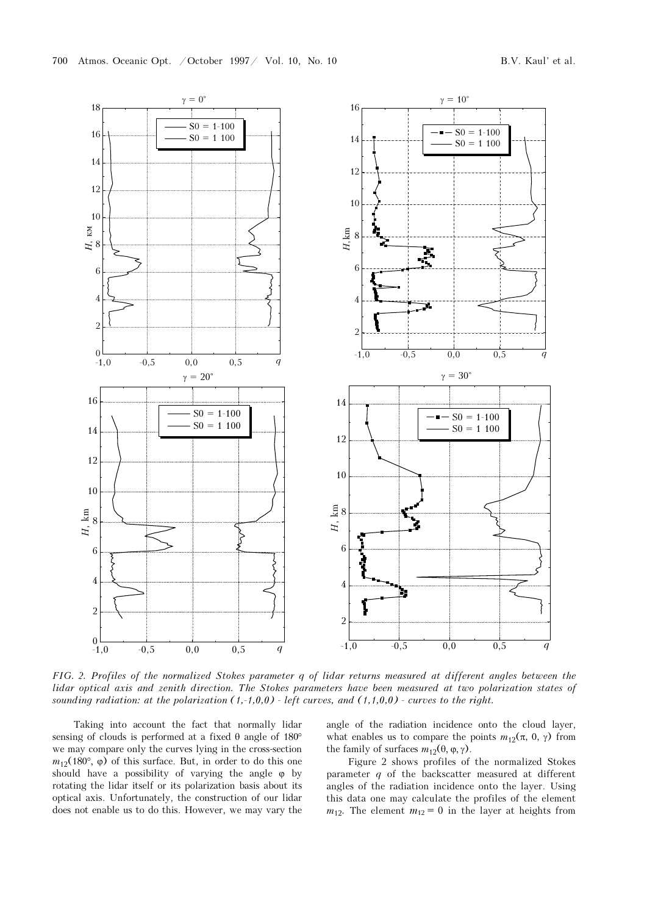FIG. 2. *Profiles of the normalized Stokes parameter q of lidar returns measured at different angles between the lidar optical axis and zenith direction. The Stokes parameters have been measured at two polarization states of sounding radiation: at the polarization (1,-1,0,0) - left curves, and (1,1,0,0) - curves to the right.*

Taking into account the fact that normally lidar sensing of clouds is performed at a fixed θ angle of 180° we may compare only the curves lying in the cross-section $m_{12}(180°, \varphi)$ of this surface. But, in order to do this one should have a possibility of varying the angle φ by rotating the lidar itself or its polarization basis about its optical axis. Unfortunately, the construction of our lidar does not enable us to do this. However, we may vary the angle of the radiation incidence onto the cloud layer, what enables us to compare the points $m_{12}(\pi, 0, \gamma)$ from the family of surfaces $m_{12}(\theta, \varphi, \gamma)$.

Figure 2 shows profiles of the normalized Stokes parameter $q$ of the backscatter measured at different angles of the radiation incidence onto the layer. Using this data one may calculate the profiles of the element $m_{12}$. The element $m_{12} = 0$ in the layer at heights from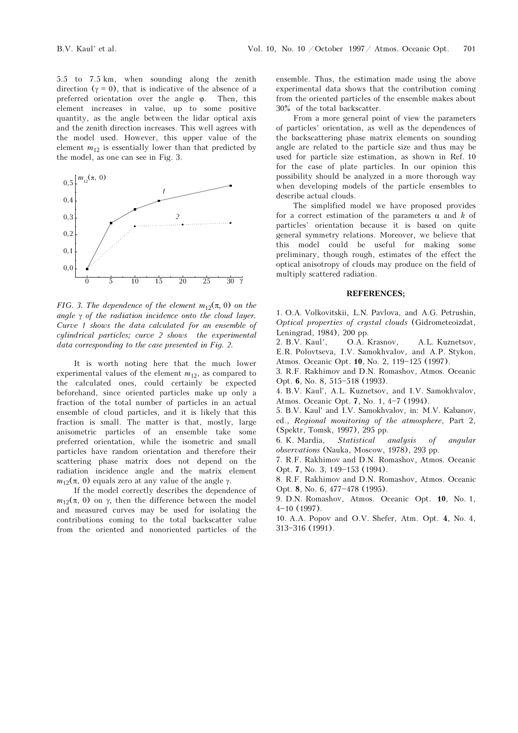5.5 to 7.5 km, when sounding along the zenith direction ($\gamma = 0$), that is indicative of the absence of a preferred orientation over the angle $\varphi$. Then, this element increases in value, up to some positive quantity, as the angle between the lidar optical axis and the zenith direction increases. This well agrees with the model used. However, this upper value of the element $m_{12}$ is essentially lower than that predicted by the model, as one can see in Fig. 3.

$m_{12}(\pi, 0)$

0,5
0,4
0,3
0,2
0,1
0,0

0 5 10 15 20 25 30 $\gamma$

1

2

*FIG. 3. The dependence of the element $m_{12}(\pi, 0)$ on the angle $\gamma$ of the radiation incidence onto the cloud layer. Curve 1 shows the data calculated for an ensemble of cylindrical particles; curve 2 shows the experimental data corresponding to the case presented in Fig. 2.*

It is worth noting here that the much lower experimental values of the element $m_{12}$, as compared to the calculated ones, could certainly be expected beforehand, since oriented particles make up only a fraction of the total number of particles in an actual ensemble of cloud particles, and it is likely that this fraction is small. The matter is that, mostly, large anisometric particles of an ensemble take some preferred orientation, while the isometric and small particles have random orientation and therefore their scattering phase matrix does not depend on the radiation incidence angle and the matrix element $m_{12}(\pi, 0)$ equals zero at any value of the angle $\gamma$.

If the model correctly describes the dependence of $m_{12}(\pi, 0)$ on $\gamma$, then the difference between the model and measured curves may be used for isolating the contributions coming to the total backscatter value from the oriented and nonoriented particles of the ensemble. Thus, the estimation made using the above experimental data shows that the contribution coming from the oriented particles of the ensemble makes about 30% of the total backscatter.

From a more general point of view the parameters of particles' orientation, as well as the dependences of the backscattering phase matrix elements on sounding angle are related to the particle size and thus may be used for particle size estimation, as shown in Ref. 10 for the case of plate particles. In our opinion this possibility should be analyzed in a more thorough way when developing models of the particle ensembles to describe actual clouds.

The simplified model we have proposed provides for a correct estimation of the parameters $\alpha$ and $k$ of particles' orientation because it is based on quite general symmetry relations. Moreover, we believe that this model could be useful for making some preliminary, though rough, estimates of the effect the optical anisotropy of clouds may produce on the field of multiply scattered radiation.

## REFERENCES;

1. O.A. Volkovitskii, L.N. Pavlova, and A.G. Petrushin, *Optical properties of crystal clouds* (Gidrometeoizdat, Leningrad, 1984), 200 pp.
2. B.V. Kaul', O.A. Krasnov, A.L. Kuznetsov, E.R. Polovtseva, I.V. Samokhvalov, and A.P. Stykon, Atmos. Oceanic Opt. **10**, No. 2, 119–125 (1997).
3. R.F. Rakhimov and D.N. Romashov, Atmos. Oceanic Opt. **6**, No. 8, 515–518 (1993).
4. B.V. Kaul', A.L. Kuznetsov, and I.V. Samokhvalov, Atmos. Oceanic Opt. **7**, No. 1, 4–7 (1994).
5. B.V. Kaul' and I.V. Samokhvalov, in: M.V. Kabanov, ed., *Regional monitoring of the atmosphere*, Part 2, (Spektr, Tomsk, 1997), 295 pp.
6. K. Mardia, *Statistical analysis of angular observations* (Nauka, Moscow, 1978), 293 pp.
7. R.F. Rakhimov and D.N. Romashov, Atmos. Oceanic Opt. **7**, No. 3, 149–153 (1994).
8. R.F. Rakhimov and D.N. Romashov, Atmos. Oceanic Opt. **8**, No. 6, 477–478 (1995).
9. D.N. Romashov, Atmos. Oceanic Opt. **10**, No. 1, 4–10 (1997).
10. A.A. Popov and O.V. Shefer, Atm. Opt. **4**, No. 4, 313–316 (1991).